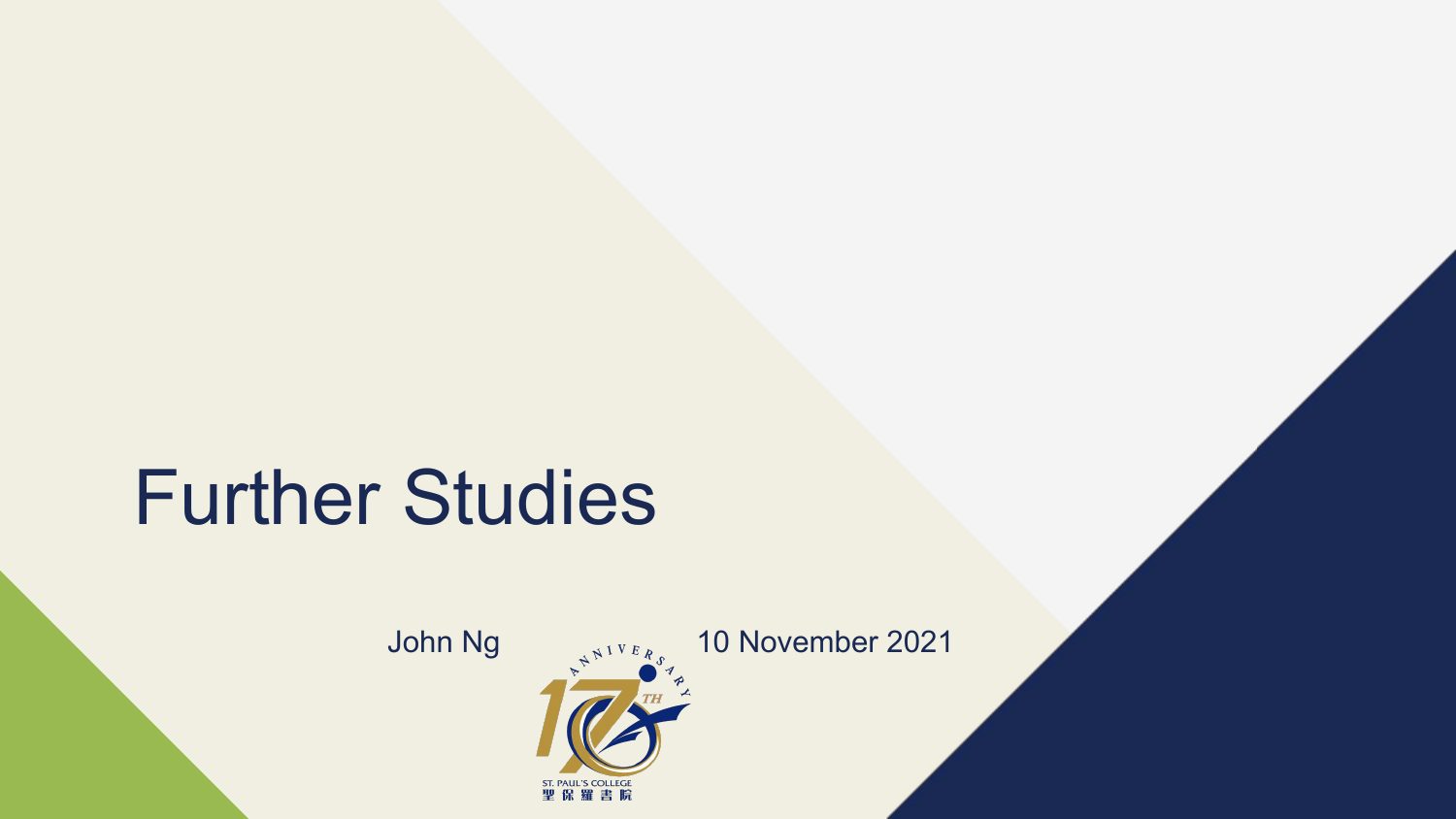# Further Studies

John Ng

10 November 2021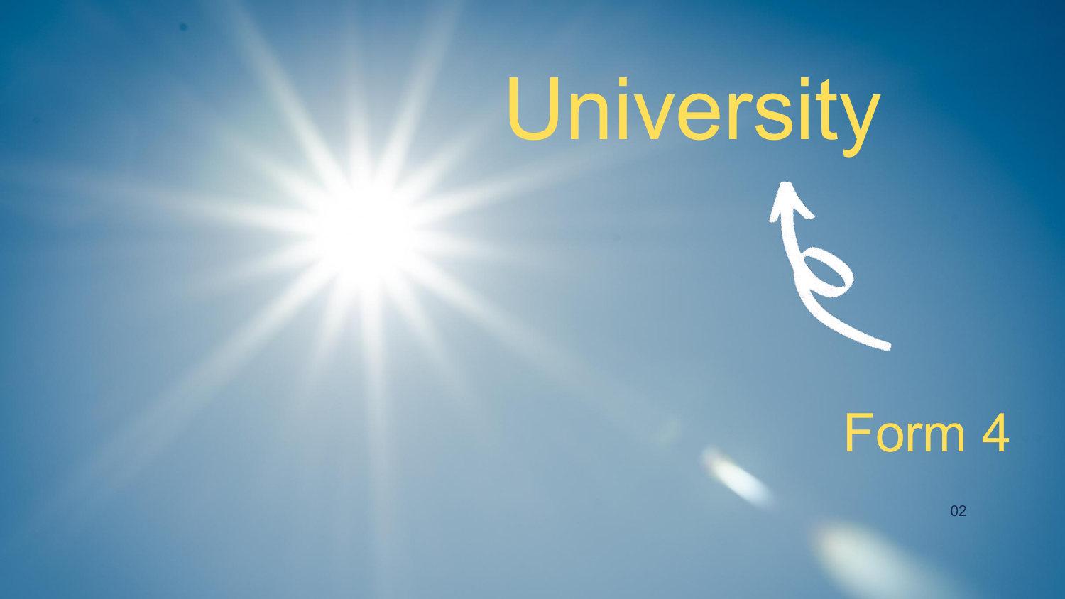# University

Form 4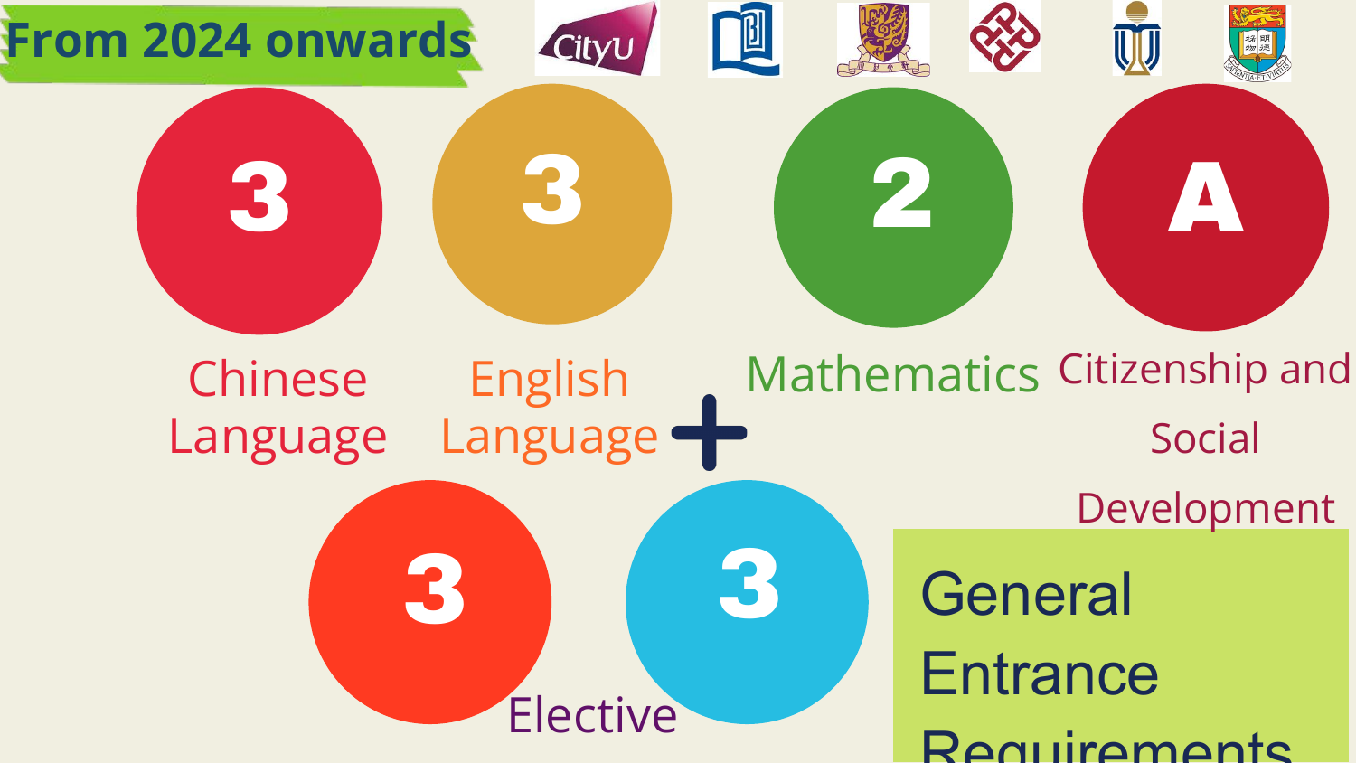# From 2024 onwards

## General Entrance Requirements

| Chinese Language | English Language | Mathematics | Citizenship and Social Development |
| --- | --- | --- | --- |
| 3 | 3 | 2 | A |

+

| Elective | Elective |
| --- | --- |
| 3 | 3 |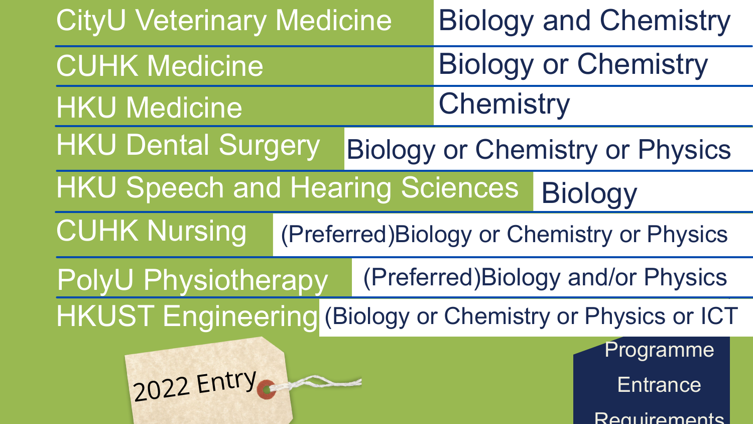| Programme | Entrance Requirements |
|---|---|
| CityU Veterinary Medicine | Biology and Chemistry |
| CUHK Medicine | Biology or Chemistry |
| HKU Medicine | Chemistry |
| HKU Dental Surgery | Biology or Chemistry or Physics |
| HKU Speech and Hearing Sciences | Biology |
| CUHK Nursing | (Preferred)Biology or Chemistry or Physics |
| PolyU Physiotherapy | (Preferred)Biology and/or Physics |
| HKUST Engineering | (Biology or Chemistry or Physics or ICT |

2022 Entry

Programme Entrance Requirements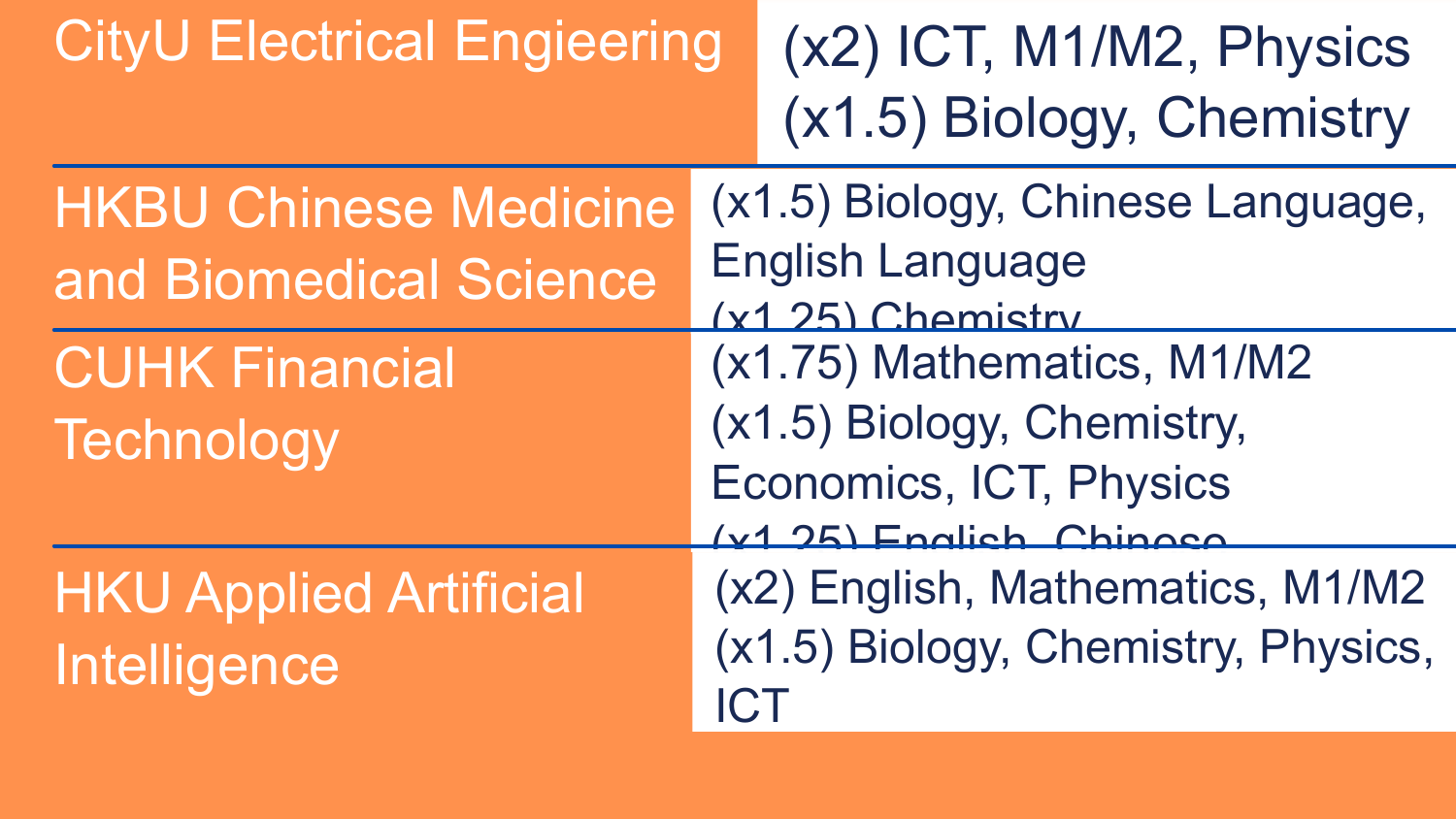| Programme | Weightings |
| --- | --- |
| CityU Electrical Engieering | (x2) ICT, M1/M2, Physics<br>(x1.5) Biology, Chemistry |
| HKBU Chinese Medicine and Biomedical Science | (x1.5) Biology, Chinese Language, English Language<br>(x1.25) Chemistry |
| CUHK Financial Technology | (x1.75) Mathematics, M1/M2<br>(x1.5) Biology, Chemistry, Economics, ICT, Physics<br>(x1.25) English, Chinese |
| HKU Applied Artificial Intelligence | (x2) English, Mathematics, M1/M2<br>(x1.5) Biology, Chemistry, Physics, ICT |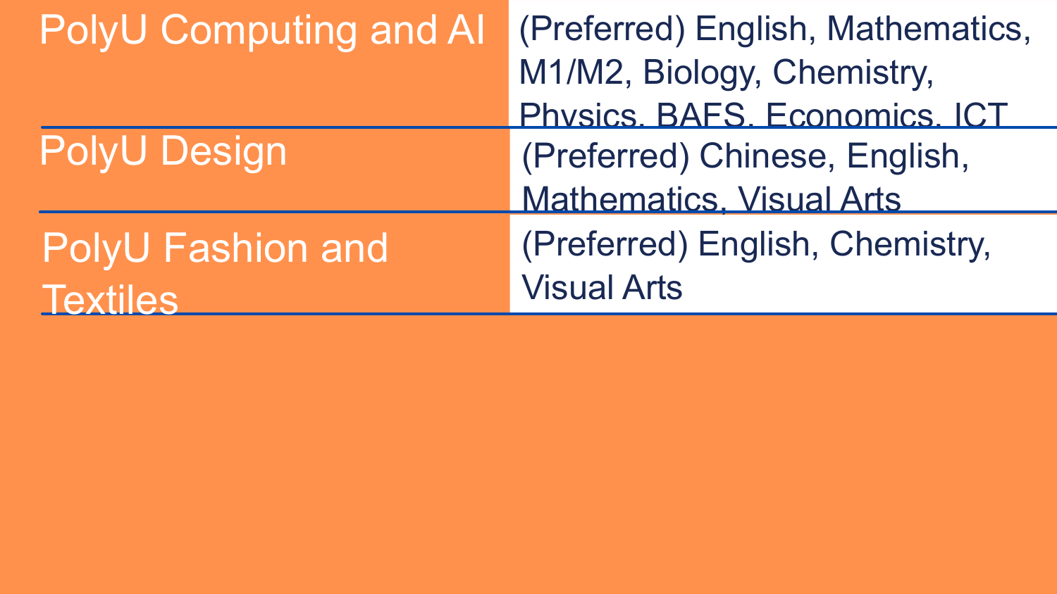| | |
|---|---|
| PolyU Computing and AI | (Preferred) English, Mathematics, M1/M2, Biology, Chemistry, Physics, BAFS, Economics, ICT |
| PolyU Design | (Preferred) Chinese, English, Mathematics, Visual Arts |
| PolyU Fashion and Textiles | (Preferred) English, Chemistry, Visual Arts |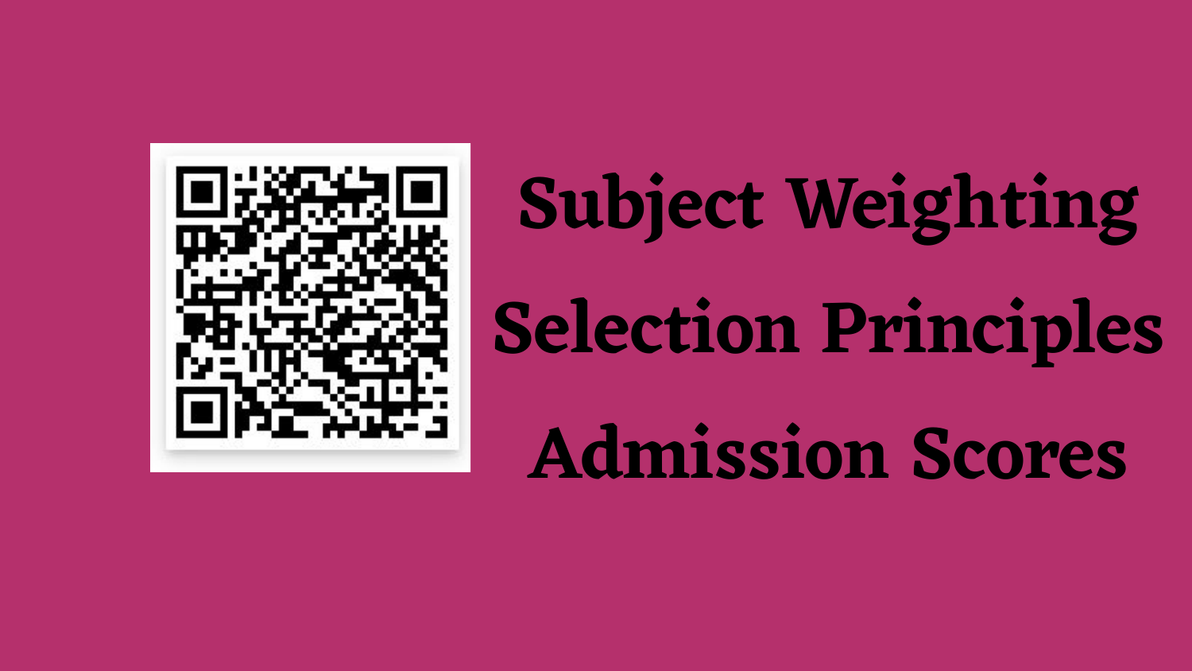# Subject Weighting

# Selection Principles

# Admission Scores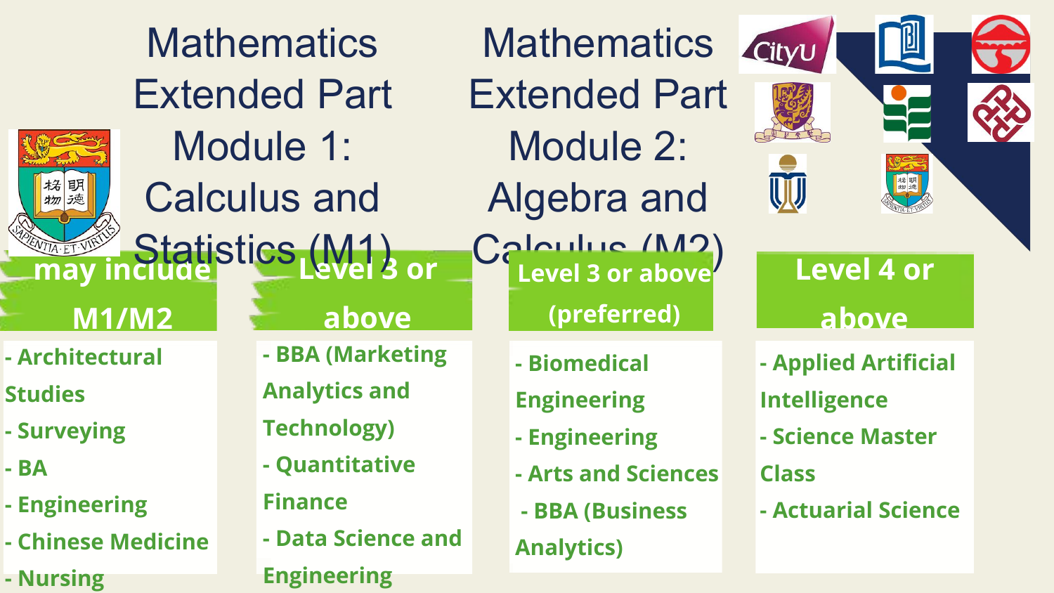# Mathematics Extended Part Module 1: Calculus and Statistics (M1)

# Mathematics Extended Part Module 2: Algebra and Calculus (M2)

| may include M1/M2 | Level 3 or above | Level 3 or above (preferred) | Level 4 or above |
| --- | --- | --- | --- |
| - Architectural Studies<br>- Surveying<br>- BA<br>- Engineering<br>- Chinese Medicine<br>- Nursing | - BBA (Marketing Analytics and Technology)<br>- Quantitative Finance<br>- Data Science and Engineering | - Biomedical Engineering<br>- Engineering<br>- Arts and Sciences<br>- BBA (Business Analytics) | - Applied Artificial Intelligence<br>- Science Master Class<br>- Actuarial Science |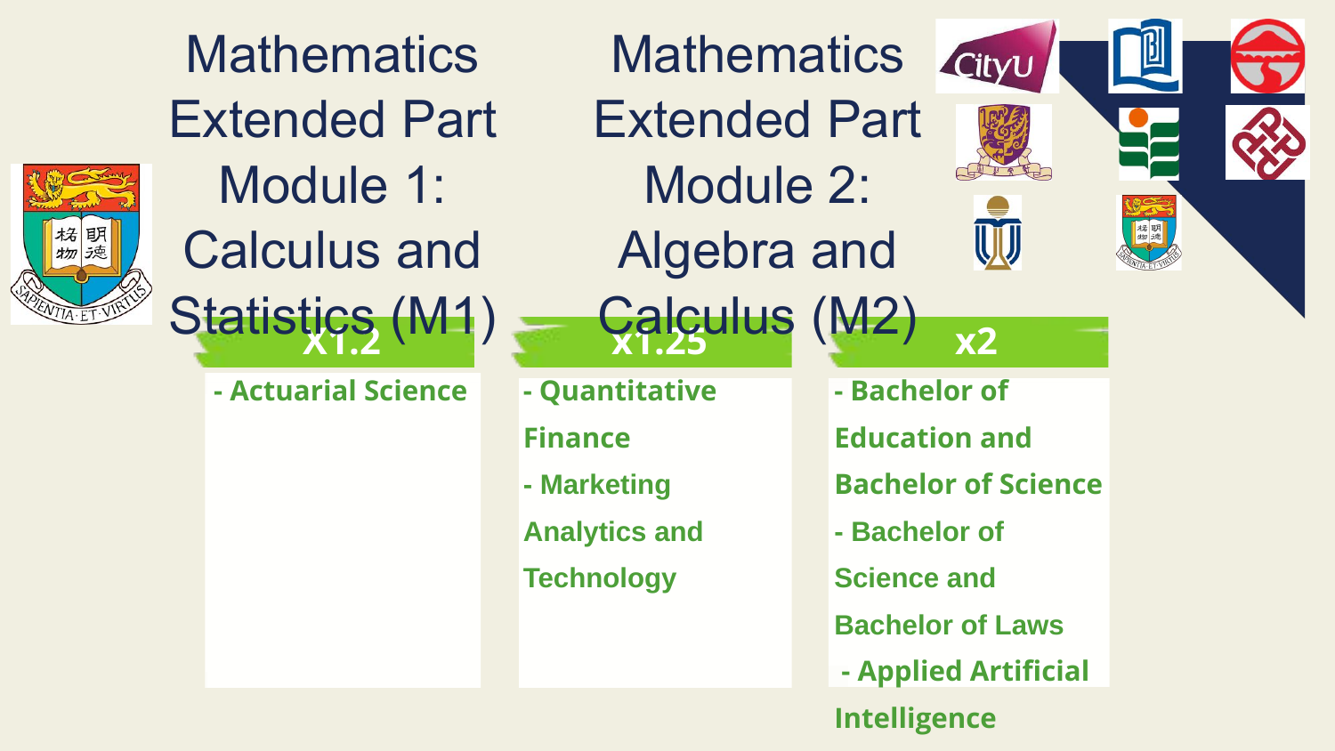# Mathematics Extended Part Module 1: Calculus and Statistics (M1)

# Mathematics Extended Part Module 2: Algebra and Calculus (M2)

| x1.2 | x1.25 | x2 |
| --- | --- | --- |
| **- Actuarial Science** | **- Quantitative Finance**<br>**- Marketing Analytics and Technology** | **- Bachelor of Education and Bachelor of Science**<br>**- Bachelor of Science and Bachelor of Laws**<br>**- Applied Artificial Intelligence** |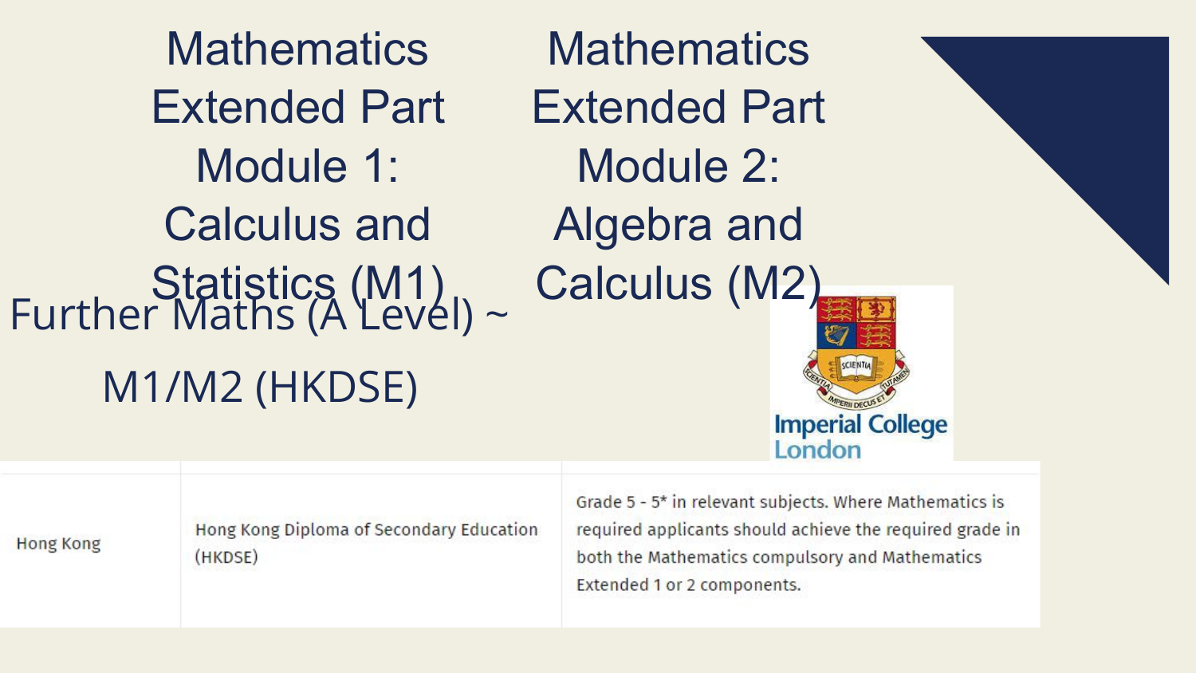Mathematics Extended Part Module 1: Calculus and Statistics (M1)

Mathematics Extended Part Module 2: Algebra and Calculus (M2)

Further Maths (A Level) ~ M1/M2 (HKDSE)

Imperial College London

| Hong Kong | Hong Kong Diploma of Secondary Education (HKDSE) | Grade 5 - 5* in relevant subjects. Where Mathematics is required applicants should achieve the required grade in both the Mathematics compulsory and Mathematics Extended 1 or 2 components. |
|---|---|---|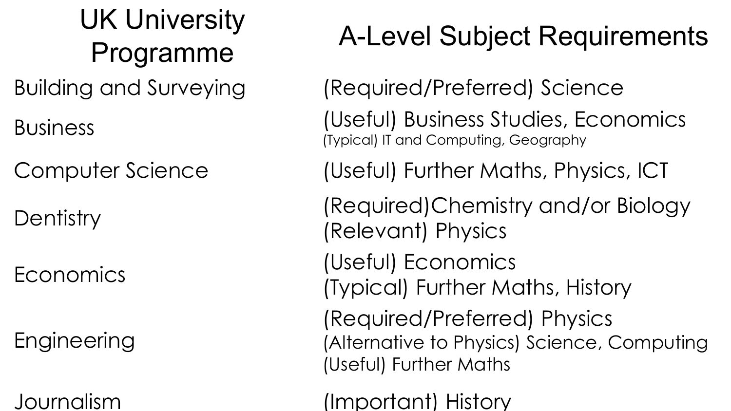| UK University Programme | A-Level Subject Requirements |
| --- | --- |
| Building and Surveying | (Required/Preferred) Science |
| Business | (Useful) Business Studies, Economics<br>(Typical) IT and Computing, Geography |
| Computer Science | (Useful) Further Maths, Physics, ICT |
| Dentistry | (Required)Chemistry and/or Biology<br>(Relevant) Physics |
| Economics | (Useful) Economics<br>(Typical) Further Maths, History |
| Engineering | (Required/Preferred) Physics<br>(Alternative to Physics) Science, Computing<br>(Useful) Further Maths |
| Journalism | (Important) History |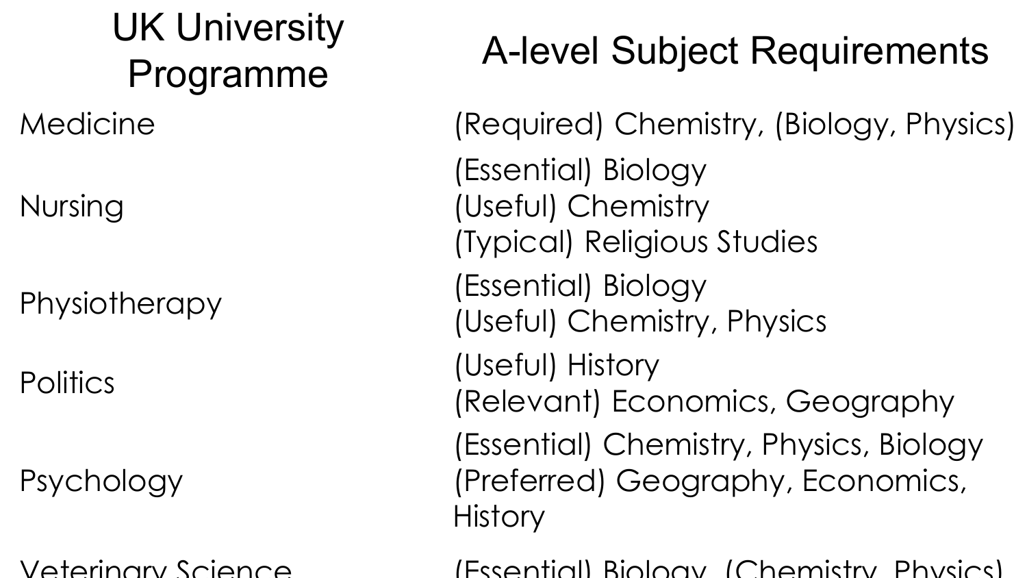| UK University Programme | A-level Subject Requirements |
|---|---|
| Medicine | (Required) Chemistry, (Biology, Physics) |
| Nursing | (Essential) Biology<br>(Useful) Chemistry<br>(Typical) Religious Studies |
| Physiotherapy | (Essential) Biology<br>(Useful) Chemistry, Physics |
| Politics | (Useful) History<br>(Relevant) Economics, Geography |
| Psychology | (Essential) Chemistry, Physics, Biology<br>(Preferred) Geography, Economics, History |
| Veterinary Science | (Essential) Biology, (Chemistry, Physics) |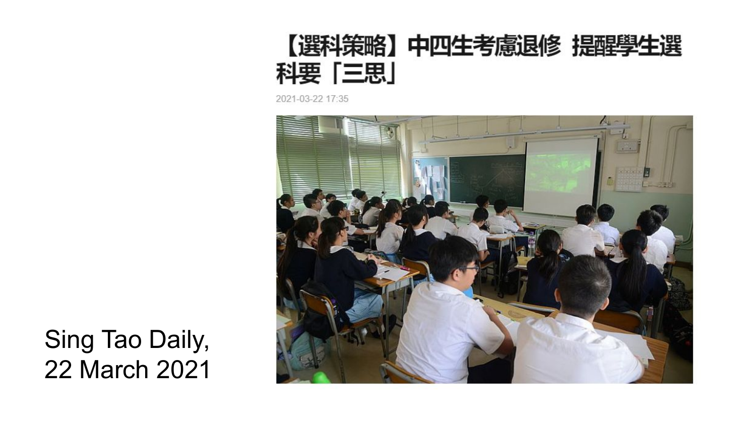## 【選科策略】中四生考慮退修 提醒學生選科要「三思」

2021-03-22 17:35

Sing Tao Daily,
22 March 2021